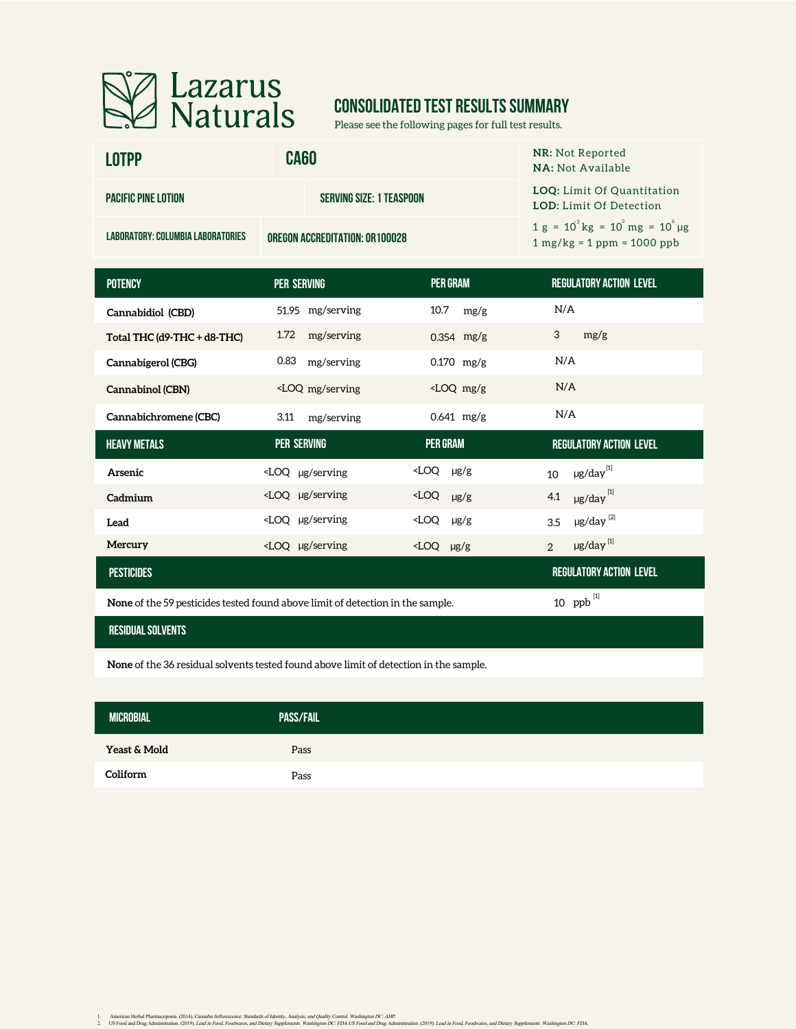# Lazarus Naturals

## CONSOLIDATED TEST RESULTS SUMMARY

Please see the following pages for full test results.

| LOTPP | CA60 | |
|---|---|---|
| PACIFIC PINE LOTION | SERVING SIZE: 1 TEASPOON | |
| LABORATORY: COLUMBIA LABORATORIES | OREGON ACCREDITATION: OR100028 | |

**NR:** Not Reported
**NA:** Not Available

**LOQ:** Limit Of Quantitation
**LOD:** Limit Of Detection

$1 \text{ g} = 10^{3} \text{ kg} = 10^{3} \text{ mg} = 10^{6} \text{ µg}$
1 mg/kg = 1 ppm = 1000 ppb

| POTENCY | PER SERVING | PER GRAM | REGULATORY ACTION LEVEL |
|---|---|---|---|
| Cannabidiol (CBD) | 51.95 mg/serving | 10.7 mg/g | N/A |
| Total THC (d9-THC + d8-THC) | 1.72 mg/serving | 0.354 mg/g | 3 mg/g |
| Cannabigerol (CBG) | 0.83 mg/serving | 0.170 mg/g | N/A |
| Cannabinol (CBN) | <LOQ mg/serving | <LOQ mg/g | N/A |
| Cannabichromene (CBC) | 3.11 mg/serving | 0.641 mg/g | N/A |

| HEAVY METALS | PER SERVING | PER GRAM | REGULATORY ACTION LEVEL |
|---|---|---|---|
| Arsenic | <LOQ µg/serving | <LOQ µg/g | 10 µg/day [1] |
| Cadmium | <LOQ µg/serving | <LOQ µg/g | 4.1 µg/day [1] |
| Lead | <LOQ µg/serving | <LOQ µg/g | 3.5 µg/day [2] |
| Mercury | <LOQ µg/serving | <LOQ µg/g | 2 µg/day [1] |

| PESTICIDES | REGULATORY ACTION LEVEL |
|---|---|
| **None** of the 59 pesticides tested found above limit of detection in the sample. | 10 ppb [1] |

| RESIDUAL SOLVENTS |
|---|
| **None** of the 36 residual solvents tested found above limit of detection in the sample. |

| MICROBIAL | PASS/FAIL |
|---|---|
| Yeast & Mold | Pass |
| Coliform | Pass |

1. American Herbal Pharmacopoeia. (2014). *Cannabis Inflorescence: Standards of Identity, Analysis, and Quality Control. Washington DC: AHP.*
2. US Food and Drug Administration. (2019). *Lead in Food, Foodwares, and Dietary Supplements. Washington DC: FDA.US Food and Drug Administration. (2019). Lead in Food, Foodwares, and Dietary Supplements. Washington DC: FDA.*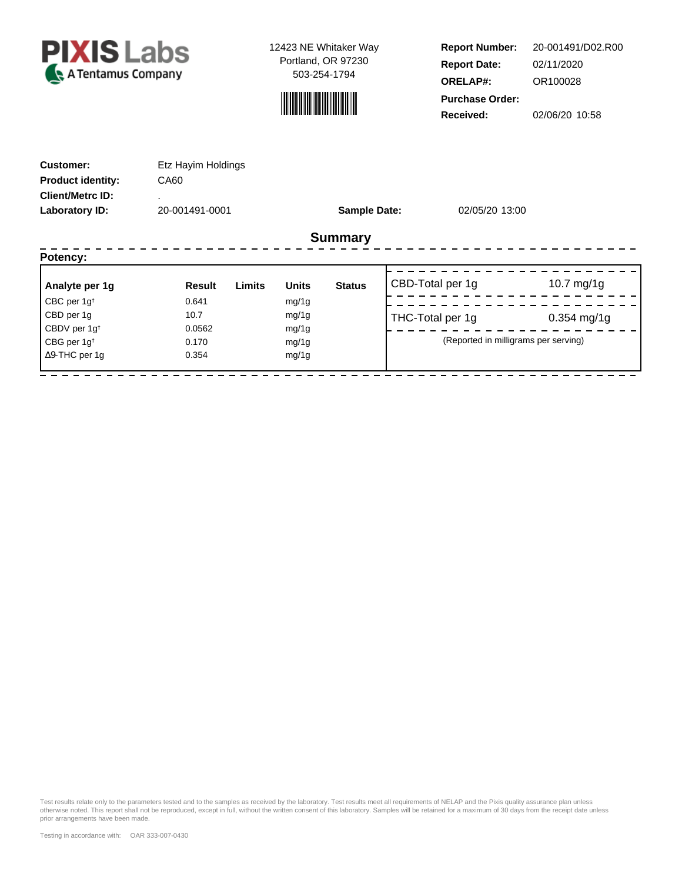**PIXIS Labs**
A Tentamus Company

12423 NE Whitaker Way
Portland, OR 97230
503-254-1794

| | |
|---|---|
| **Report Number:** | 20-001491/D02.R00 |
| **Report Date:** | 02/11/2020 |
| **ORELAP#:** | OR100028 |
| **Purchase Order:** | |
| **Received:** | 02/06/20 10:58 |

| | |
|---|---|
| **Customer:** | Etz Hayim Holdings |
| **Product identity:** | CA60 |
| **Client/Metrc ID:** | . |
| **Laboratory ID:** | 20-001491-0001 |
| **Sample Date:** | 02/05/20 13:00 |

## Summary

**Potency:**

| Analyte per 1g | Result | Limits | Units | Status |
|---|---|---|---|---|
| CBC per 1g† | 0.641 | | mg/1g | |
| CBD per 1g | 10.7 | | mg/1g | |
| CBDV per 1g† | 0.0562 | | mg/1g | |
| CBG per 1g† | 0.170 | | mg/1g | |
| Δ9-THC per 1g | 0.354 | | mg/1g | |

| | |
|---|---|
| CBD-Total per 1g | 10.7 mg/1g |
| THC-Total per 1g | 0.354 mg/1g |

(Reported in milligrams per serving)

Test results relate only to the parameters tested and to the samples as received by the laboratory. Test results meet all requirements of NELAP and the Pixis quality assurance plan unless otherwise noted. This report shall not be reproduced, except in full, without the written consent of this laboratory. Samples will be retained for a maximum of 30 days from the receipt date unless prior arrangements have been made.

Testing in accordance with: OAR 333-007-0430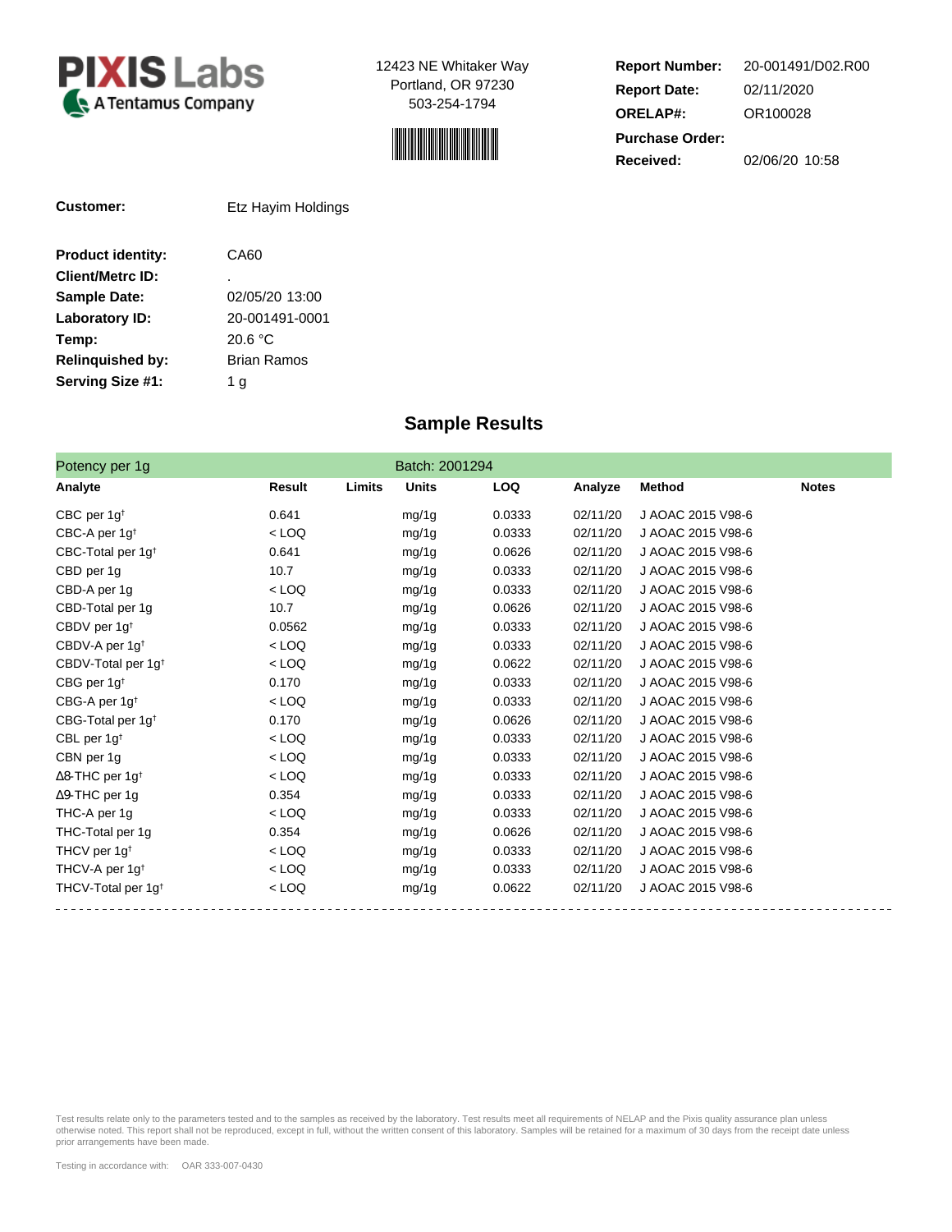**PIXIS Labs**
A Tentamus Company

12423 NE Whitaker Way
Portland, OR 97230
503-254-1794

| | |
|---|---|
| **Report Number:** | 20-001491/D02.R00 |
| **Report Date:** | 02/11/2020 |
| **ORELAP#:** | OR100028 |
| **Purchase Order:** | |
| **Received:** | 02/06/20 10:58 |

**Customer:** Etz Hayim Holdings

| | |
|---|---|
| **Product identity:** | CA60 |
| **Client/Metrc ID:** | . |
| **Sample Date:** | 02/05/20 13:00 |
| **Laboratory ID:** | 20-001491-0001 |
| **Temp:** | 20.6 °C |
| **Relinquished by:** | Brian Ramos |
| **Serving Size #1:** | 1 g |

## Sample Results

Potency per 1g — Batch: 2001294

| Analyte | Result | Limits | Units | LOQ | Analyze | Method | Notes |
|---|---|---|---|---|---|---|---|
| CBC per 1g† | 0.641 | | mg/1g | 0.0333 | 02/11/20 | J AOAC 2015 V98-6 | |
| CBC-A per 1g† | < LOQ | | mg/1g | 0.0333 | 02/11/20 | J AOAC 2015 V98-6 | |
| CBC-Total per 1g† | 0.641 | | mg/1g | 0.0626 | 02/11/20 | J AOAC 2015 V98-6 | |
| CBD per 1g | 10.7 | | mg/1g | 0.0333 | 02/11/20 | J AOAC 2015 V98-6 | |
| CBD-A per 1g | < LOQ | | mg/1g | 0.0333 | 02/11/20 | J AOAC 2015 V98-6 | |
| CBD-Total per 1g | 10.7 | | mg/1g | 0.0626 | 02/11/20 | J AOAC 2015 V98-6 | |
| CBDV per 1g† | 0.0562 | | mg/1g | 0.0333 | 02/11/20 | J AOAC 2015 V98-6 | |
| CBDV-A per 1g† | < LOQ | | mg/1g | 0.0333 | 02/11/20 | J AOAC 2015 V98-6 | |
| CBDV-Total per 1g† | < LOQ | | mg/1g | 0.0622 | 02/11/20 | J AOAC 2015 V98-6 | |
| CBG per 1g† | 0.170 | | mg/1g | 0.0333 | 02/11/20 | J AOAC 2015 V98-6 | |
| CBG-A per 1g† | < LOQ | | mg/1g | 0.0333 | 02/11/20 | J AOAC 2015 V98-6 | |
| CBG-Total per 1g† | 0.170 | | mg/1g | 0.0626 | 02/11/20 | J AOAC 2015 V98-6 | |
| CBL per 1g† | < LOQ | | mg/1g | 0.0333 | 02/11/20 | J AOAC 2015 V98-6 | |
| CBN per 1g | < LOQ | | mg/1g | 0.0333 | 02/11/20 | J AOAC 2015 V98-6 | |
| Δ8-THC per 1g† | < LOQ | | mg/1g | 0.0333 | 02/11/20 | J AOAC 2015 V98-6 | |
| Δ9-THC per 1g | 0.354 | | mg/1g | 0.0333 | 02/11/20 | J AOAC 2015 V98-6 | |
| THC-A per 1g | < LOQ | | mg/1g | 0.0333 | 02/11/20 | J AOAC 2015 V98-6 | |
| THC-Total per 1g | 0.354 | | mg/1g | 0.0626 | 02/11/20 | J AOAC 2015 V98-6 | |
| THCV per 1g† | < LOQ | | mg/1g | 0.0333 | 02/11/20 | J AOAC 2015 V98-6 | |
| THCV-A per 1g† | < LOQ | | mg/1g | 0.0333 | 02/11/20 | J AOAC 2015 V98-6 | |
| THCV-Total per 1g† | < LOQ | | mg/1g | 0.0622 | 02/11/20 | J AOAC 2015 V98-6 | |

Test results relate only to the parameters tested and to the samples as received by the laboratory. Test results meet all requirements of NELAP and the Pixis quality assurance plan unless otherwise noted. This report shall not be reproduced, except in full, without the written consent of this laboratory. Samples will be retained for a maximum of 30 days from the receipt date unless prior arrangements have been made.

Testing in accordance with: OAR 333-007-0430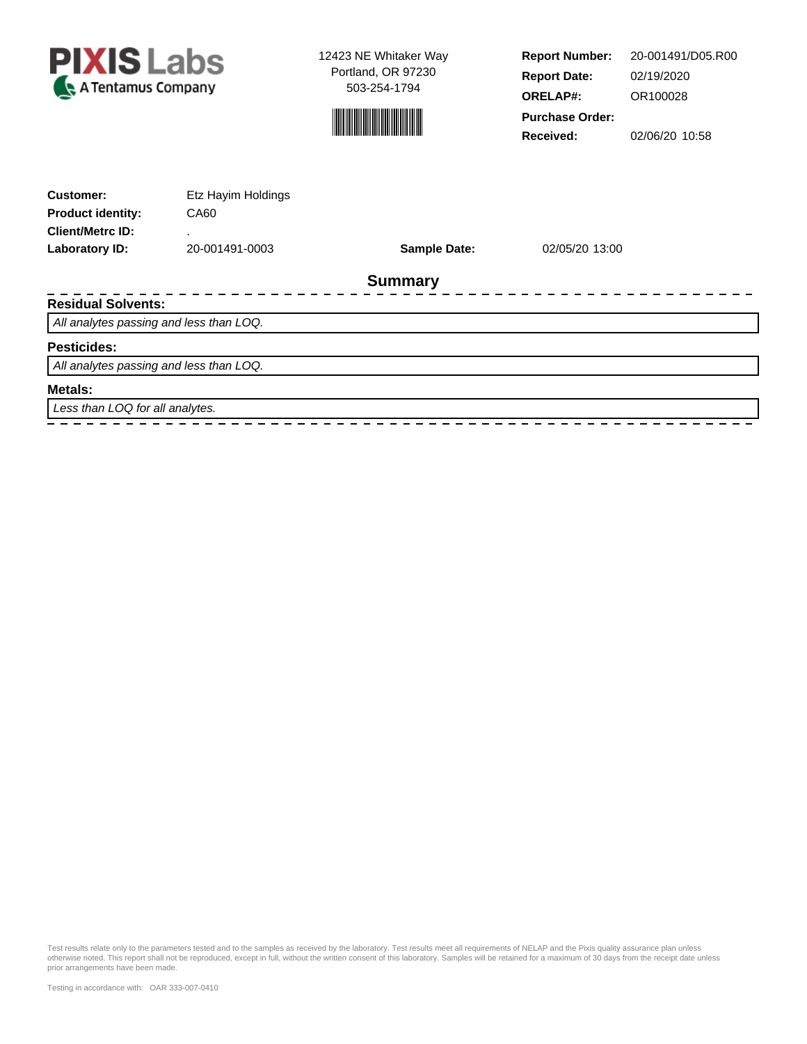**PIXIS Labs**
A Tentamus Company

12423 NE Whitaker Way
Portland, OR 97230
503-254-1794

| | |
|---|---|
| **Report Number:** | 20-001491/D05.R00 |
| **Report Date:** | 02/19/2020 |
| **ORELAP#:** | OR100028 |
| **Purchase Order:** | |
| **Received:** | 02/06/20 10:58 |

| | | | |
|---|---|---|---|
| **Customer:** | Etz Hayim Holdings | | |
| **Product identity:** | CA60 | | |
| **Client/Metrc ID:** | . | | |
| **Laboratory ID:** | 20-001491-0003 | **Sample Date:** | 02/05/20 13:00 |

## Summary

### Residual Solvents:

*All analytes passing and less than LOQ.*

### Pesticides:

*All analytes passing and less than LOQ.*

### Metals:

*Less than LOQ for all analytes.*

Test results relate only to the parameters tested and to the samples as received by the laboratory. Test results meet all requirements of NELAP and the Pixis quality assurance plan unless otherwise noted. This report shall not be reproduced, except in full, without the written consent of this laboratory. Samples will be retained for a maximum of 30 days from the receipt date unless prior arrangements have been made.

Testing in accordance with: OAR 333-007-0410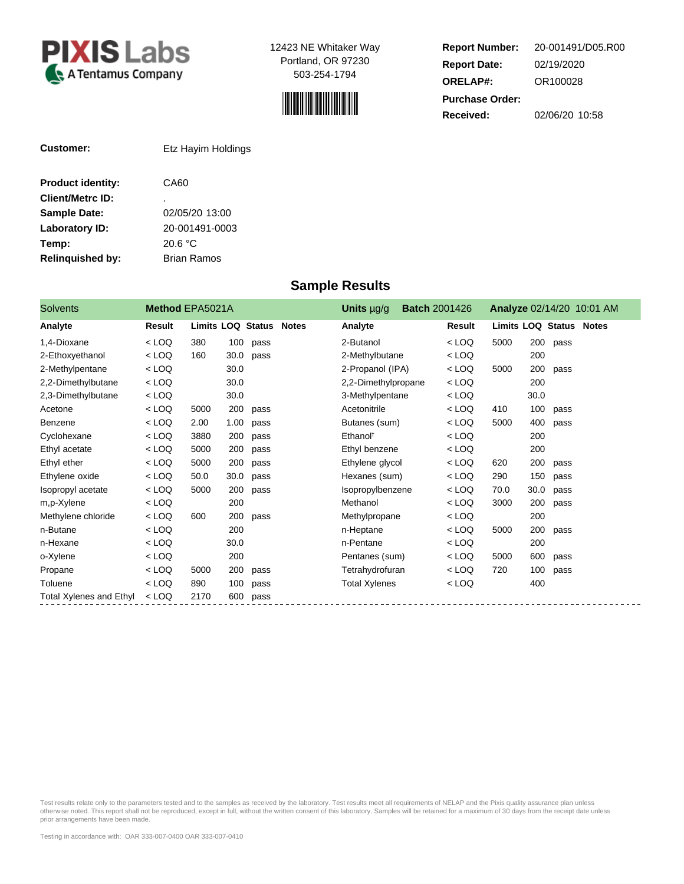**PIXIS Labs**
A Tentamus Company

12423 NE Whitaker Way
Portland, OR 97230
503-254-1794

| | |
|---|---|
| **Report Number:** | 20-001491/D05.R00 |
| **Report Date:** | 02/19/2020 |
| **ORELAP#:** | OR100028 |
| **Purchase Order:** | |
| **Received:** | 02/06/20 10:58 |

| | |
|---|---|
| **Customer:** | Etz Hayim Holdings |
| **Product identity:** | CA60 |
| **Client/Metrc ID:** | . |
| **Sample Date:** | 02/05/20 13:00 |
| **Laboratory ID:** | 20-001491-0003 |
| **Temp:** | 20.6 °C |
| **Relinquished by:** | Brian Ramos |

## Sample Results

**Solvents** — **Method** EPA5021A — **Units** µg/g — **Batch** 2001426 — **Analyze** 02/14/20 10:01 AM

| Analyte | Result | Limits | LOQ | Status | Notes | Analyte | Result | Limits | LOQ | Status | Notes |
|---|---|---|---|---|---|---|---|---|---|---|---|
| 1,4-Dioxane | < LOQ | 380 | 100 | pass | | 2-Butanol | < LOQ | 5000 | 200 | pass | |
| 2-Ethoxyethanol | < LOQ | 160 | 30.0 | pass | | 2-Methylbutane | < LOQ | | 200 | | |
| 2-Methylpentane | < LOQ | | 30.0 | | | 2-Propanol (IPA) | < LOQ | 5000 | 200 | pass | |
| 2,2-Dimethylbutane | < LOQ | | 30.0 | | | 2,2-Dimethylpropane | < LOQ | | 200 | | |
| 2,3-Dimethylbutane | < LOQ | | 30.0 | | | 3-Methylpentane | < LOQ | | 30.0 | | |
| Acetone | < LOQ | 5000 | 200 | pass | | Acetonitrile | < LOQ | 410 | 100 | pass | |
| Benzene | < LOQ | 2.00 | 1.00 | pass | | Butanes (sum) | < LOQ | 5000 | 400 | pass | |
| Cyclohexane | < LOQ | 3880 | 200 | pass | | Ethanol† | < LOQ | | 200 | | |
| Ethyl acetate | < LOQ | 5000 | 200 | pass | | Ethyl benzene | < LOQ | | 200 | | |
| Ethyl ether | < LOQ | 5000 | 200 | pass | | Ethylene glycol | < LOQ | 620 | 200 | pass | |
| Ethylene oxide | < LOQ | 50.0 | 30.0 | pass | | Hexanes (sum) | < LOQ | 290 | 150 | pass | |
| Isopropyl acetate | < LOQ | 5000 | 200 | pass | | Isopropylbenzene | < LOQ | 70.0 | 30.0 | pass | |
| m,p-Xylene | < LOQ | | 200 | | | Methanol | < LOQ | 3000 | 200 | pass | |
| Methylene chloride | < LOQ | 600 | 200 | pass | | Methylpropane | < LOQ | | 200 | | |
| n-Butane | < LOQ | | 200 | | | n-Heptane | < LOQ | 5000 | 200 | pass | |
| n-Hexane | < LOQ | | 30.0 | | | n-Pentane | < LOQ | | 200 | | |
| o-Xylene | < LOQ | | 200 | | | Pentanes (sum) | < LOQ | 5000 | 600 | pass | |
| Propane | < LOQ | 5000 | 200 | pass | | Tetrahydrofuran | < LOQ | 720 | 100 | pass | |
| Toluene | < LOQ | 890 | 100 | pass | | Total Xylenes | < LOQ | | 400 | | |
| Total Xylenes and Ethyl | < LOQ | 2170 | 600 | pass | | | | | | | |

Test results relate only to the parameters tested and to the samples as received by the laboratory. Test results meet all requirements of NELAP and the Pixis quality assurance plan unless otherwise noted. This report shall not be reproduced, except in full, without the written consent of this laboratory. Samples will be retained for a maximum of 30 days from the receipt date unless prior arrangements have been made.

Testing in accordance with: OAR 333-007-0400 OAR 333-007-0410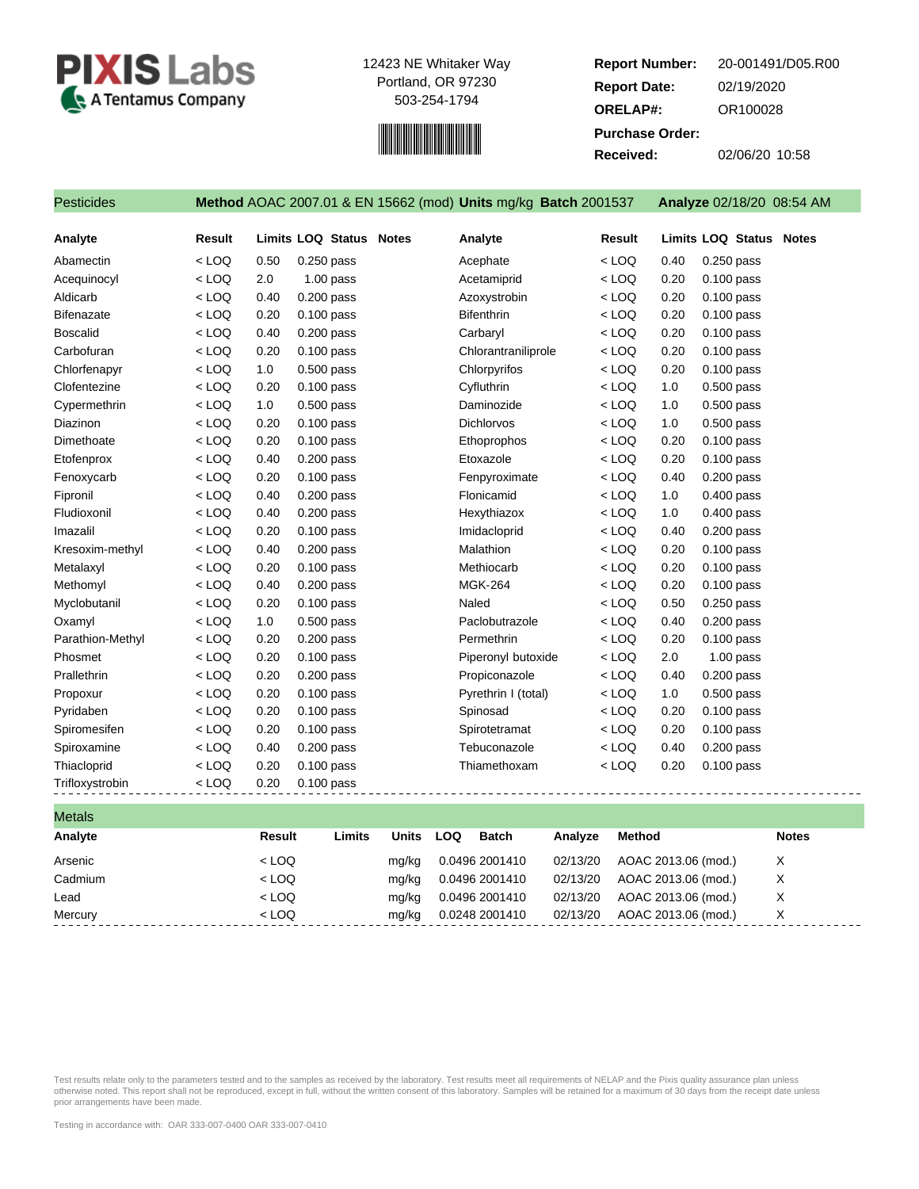**PIXIS Labs** A Tentamus Company

12423 NE Whitaker Way
Portland, OR 97230
503-254-1794

| | |
|---|---|
| **Report Number:** | 20-001491/D05.R00 |
| **Report Date:** | 02/19/2020 |
| **ORELAP#:** | OR100028 |
| **Purchase Order:** | |
| **Received:** | 02/06/20 10:58 |

## Pesticides

**Method** AOAC 2007.01 & EN 15662 (mod) **Units** mg/kg **Batch** 2001537 **Analyze** 02/18/20 08:54 AM

| Analyte | Result | Limits | LOQ | Status | Notes | Analyte | Result | Limits | LOQ | Status | Notes |
|---|---|---|---|---|---|---|---|---|---|---|---|
| Abamectin | < LOQ | 0.50 | 0.250 | pass | | Acephate | < LOQ | 0.40 | 0.250 | pass | |
| Acequinocyl | < LOQ | 2.0 | 1.00 | pass | | Acetamiprid | < LOQ | 0.20 | 0.100 | pass | |
| Aldicarb | < LOQ | 0.40 | 0.200 | pass | | Azoxystrobin | < LOQ | 0.20 | 0.100 | pass | |
| Bifenazate | < LOQ | 0.20 | 0.100 | pass | | Bifenthrin | < LOQ | 0.20 | 0.100 | pass | |
| Boscalid | < LOQ | 0.40 | 0.200 | pass | | Carbaryl | < LOQ | 0.20 | 0.100 | pass | |
| Carbofuran | < LOQ | 0.20 | 0.100 | pass | | Chlorantraniliprole | < LOQ | 0.20 | 0.100 | pass | |
| Chlorfenapyr | < LOQ | 1.0 | 0.500 | pass | | Chlorpyrifos | < LOQ | 0.20 | 0.100 | pass | |
| Clofentezine | < LOQ | 0.20 | 0.100 | pass | | Cyfluthrin | < LOQ | 1.0 | 0.500 | pass | |
| Cypermethrin | < LOQ | 1.0 | 0.500 | pass | | Daminozide | < LOQ | 1.0 | 0.500 | pass | |
| Diazinon | < LOQ | 0.20 | 0.100 | pass | | Dichlorvos | < LOQ | 1.0 | 0.500 | pass | |
| Dimethoate | < LOQ | 0.20 | 0.100 | pass | | Ethoprophos | < LOQ | 0.20 | 0.100 | pass | |
| Etofenprox | < LOQ | 0.40 | 0.200 | pass | | Etoxazole | < LOQ | 0.20 | 0.100 | pass | |
| Fenoxycarb | < LOQ | 0.20 | 0.100 | pass | | Fenpyroximate | < LOQ | 0.40 | 0.200 | pass | |
| Fipronil | < LOQ | 0.40 | 0.200 | pass | | Flonicamid | < LOQ | 1.0 | 0.400 | pass | |
| Fludioxonil | < LOQ | 0.40 | 0.200 | pass | | Hexythiazox | < LOQ | 1.0 | 0.400 | pass | |
| Imazalil | < LOQ | 0.20 | 0.100 | pass | | Imidacloprid | < LOQ | 0.40 | 0.200 | pass | |
| Kresoxim-methyl | < LOQ | 0.40 | 0.200 | pass | | Malathion | < LOQ | 0.20 | 0.100 | pass | |
| Metalaxyl | < LOQ | 0.20 | 0.100 | pass | | Methiocarb | < LOQ | 0.20 | 0.100 | pass | |
| Methomyl | < LOQ | 0.40 | 0.200 | pass | | MGK-264 | < LOQ | 0.20 | 0.100 | pass | |
| Myclobutanil | < LOQ | 0.20 | 0.100 | pass | | Naled | < LOQ | 0.50 | 0.250 | pass | |
| Oxamyl | < LOQ | 1.0 | 0.500 | pass | | Paclobutrazole | < LOQ | 0.40 | 0.200 | pass | |
| Parathion-Methyl | < LOQ | 0.20 | 0.200 | pass | | Permethrin | < LOQ | 0.20 | 0.100 | pass | |
| Phosmet | < LOQ | 0.20 | 0.100 | pass | | Piperonyl butoxide | < LOQ | 2.0 | 1.00 | pass | |
| Prallethrin | < LOQ | 0.20 | 0.200 | pass | | Propiconazole | < LOQ | 0.40 | 0.200 | pass | |
| Propoxur | < LOQ | 0.20 | 0.100 | pass | | Pyrethrin I (total) | < LOQ | 1.0 | 0.500 | pass | |
| Pyridaben | < LOQ | 0.20 | 0.100 | pass | | Spinosad | < LOQ | 0.20 | 0.100 | pass | |
| Spiromesifen | < LOQ | 0.20 | 0.100 | pass | | Spirotetramat | < LOQ | 0.20 | 0.100 | pass | |
| Spiroxamine | < LOQ | 0.40 | 0.200 | pass | | Tebuconazole | < LOQ | 0.40 | 0.200 | pass | |
| Thiacloprid | < LOQ | 0.20 | 0.100 | pass | | Thiamethoxam | < LOQ | 0.20 | 0.100 | pass | |
| Trifloxystrobin | < LOQ | 0.20 | 0.100 | pass | | | | | | | |

## Metals

| Analyte | Result | Limits | Units | LOQ | Batch | Analyze | Method | Notes |
|---|---|---|---|---|---|---|---|---|
| Arsenic | < LOQ | | mg/kg | 0.0496 | 2001410 | 02/13/20 | AOAC 2013.06 (mod.) | X |
| Cadmium | < LOQ | | mg/kg | 0.0496 | 2001410 | 02/13/20 | AOAC 2013.06 (mod.) | X |
| Lead | < LOQ | | mg/kg | 0.0496 | 2001410 | 02/13/20 | AOAC 2013.06 (mod.) | X |
| Mercury | < LOQ | | mg/kg | 0.0248 | 2001410 | 02/13/20 | AOAC 2013.06 (mod.) | X |

Test results relate only to the parameters tested and to the samples as received by the laboratory. Test results meet all requirements of NELAP and the Pixis quality assurance plan unless otherwise noted. This report shall not be reproduced, except in full, without the written consent of this laboratory. Samples will be retained for a maximum of 30 days from the receipt date unless prior arrangements have been made.

Testing in accordance with: OAR 333-007-0400 OAR 333-007-0410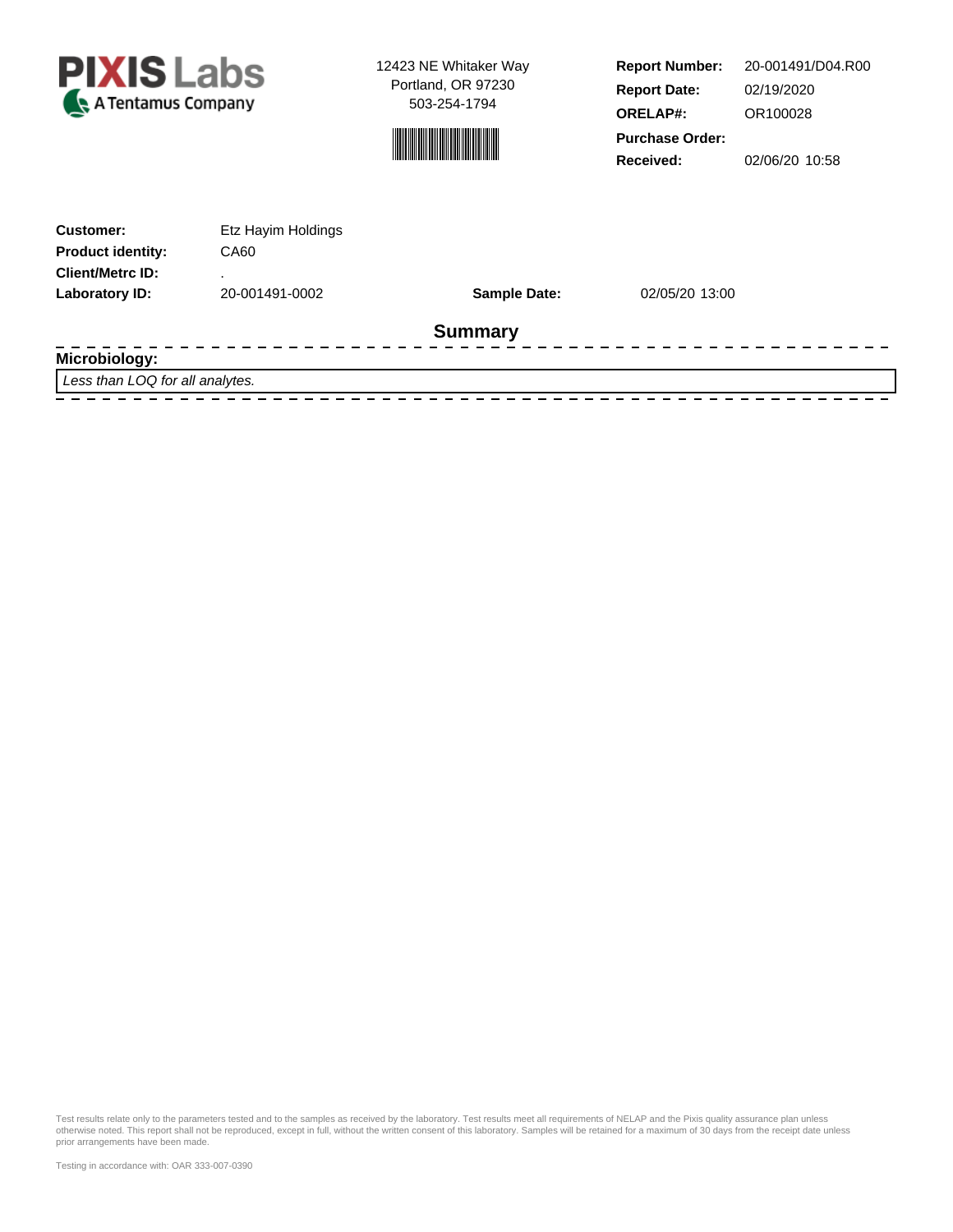**PIXIS Labs**
A Tentamus Company

12423 NE Whitaker Way
Portland, OR 97230
503-254-1794

| | |
|---|---|
| **Report Number:** | 20-001491/D04.R00 |
| **Report Date:** | 02/19/2020 |
| **ORELAP#:** | OR100028 |
| **Purchase Order:** | |
| **Received:** | 02/06/20 10:58 |

| | | | |
|---|---|---|---|
| **Customer:** | Etz Hayim Holdings | | |
| **Product identity:** | CA60 | | |
| **Client/Metrc ID:** | . | | |
| **Laboratory ID:** | 20-001491-0002 | **Sample Date:** | 02/05/20 13:00 |

## Summary

**Microbiology:**

*Less than LOQ for all analytes.*

Test results relate only to the parameters tested and to the samples as received by the laboratory. Test results meet all requirements of NELAP and the Pixis quality assurance plan unless otherwise noted. This report shall not be reproduced, except in full, without the written consent of this laboratory. Samples will be retained for a maximum of 30 days from the receipt date unless prior arrangements have been made.

Testing in accordance with: OAR 333-007-0390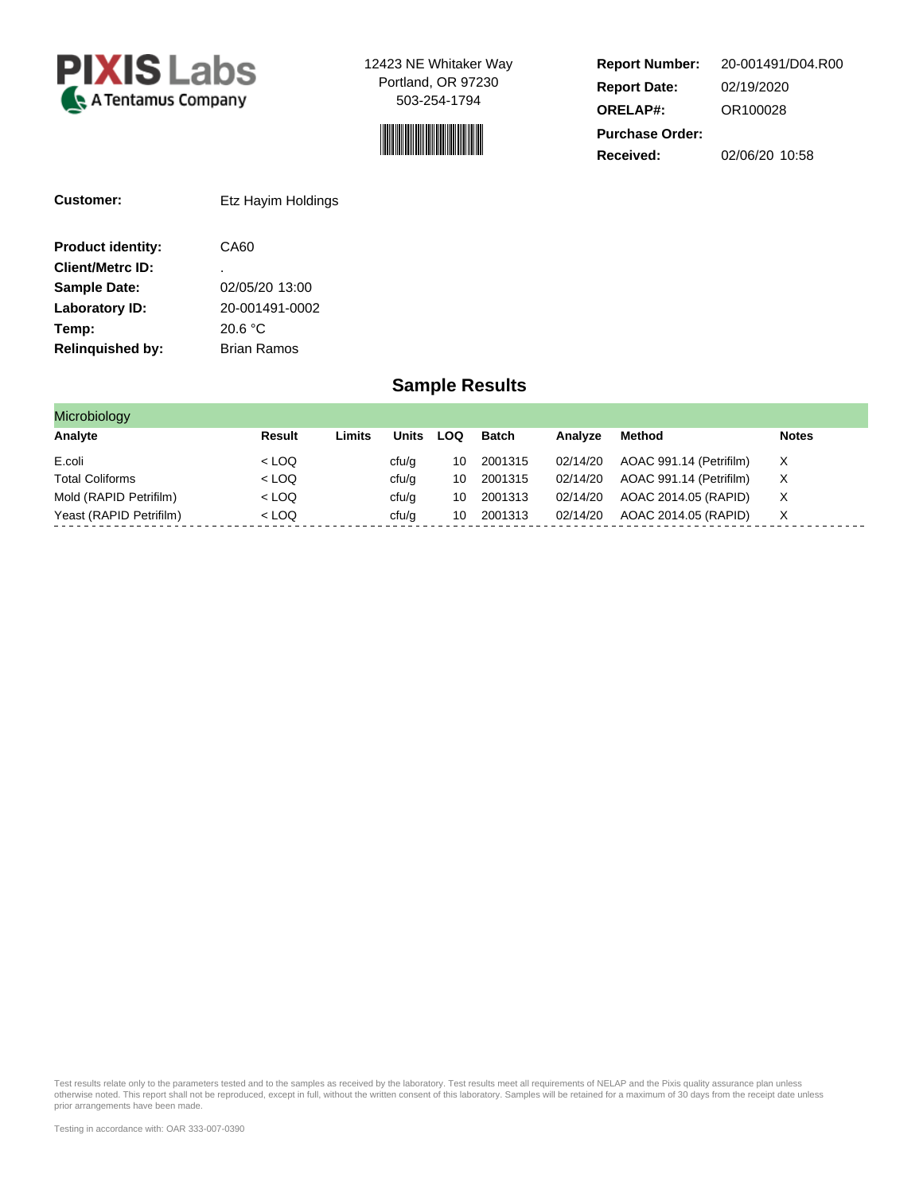**PIXIS Labs**
A Tentamus Company

12423 NE Whitaker Way
Portland, OR 97230
503-254-1794

**Report Number:** 20-001491/D04.R00
**Report Date:** 02/19/2020
**ORELAP#:** OR100028
**Purchase Order:**
**Received:** 02/06/20 10:58

**Customer:** Etz Hayim Holdings

**Product identity:** CA60
**Client/Metrc ID:** .
**Sample Date:** 02/05/20 13:00
**Laboratory ID:** 20-001491-0002
**Temp:** 20.6 °C
**Relinquished by:** Brian Ramos

## Sample Results

Microbiology

| Analyte | Result | Limits | Units | LOQ | Batch | Analyze | Method | Notes |
|---|---|---|---|---|---|---|---|---|
| E.coli | < LOQ | | cfu/g | 10 | 2001315 | 02/14/20 | AOAC 991.14 (Petrifilm) | X |
| Total Coliforms | < LOQ | | cfu/g | 10 | 2001315 | 02/14/20 | AOAC 991.14 (Petrifilm) | X |
| Mold (RAPID Petrifilm) | < LOQ | | cfu/g | 10 | 2001313 | 02/14/20 | AOAC 2014.05 (RAPID) | X |
| Yeast (RAPID Petrifilm) | < LOQ | | cfu/g | 10 | 2001313 | 02/14/20 | AOAC 2014.05 (RAPID) | X |

Test results relate only to the parameters tested and to the samples as received by the laboratory. Test results meet all requirements of NELAP and the Pixis quality assurance plan unless otherwise noted. This report shall not be reproduced, except in full, without the written consent of this laboratory. Samples will be retained for a maximum of 30 days from the receipt date unless prior arrangements have been made.

Testing in accordance with: OAR 333-007-0390